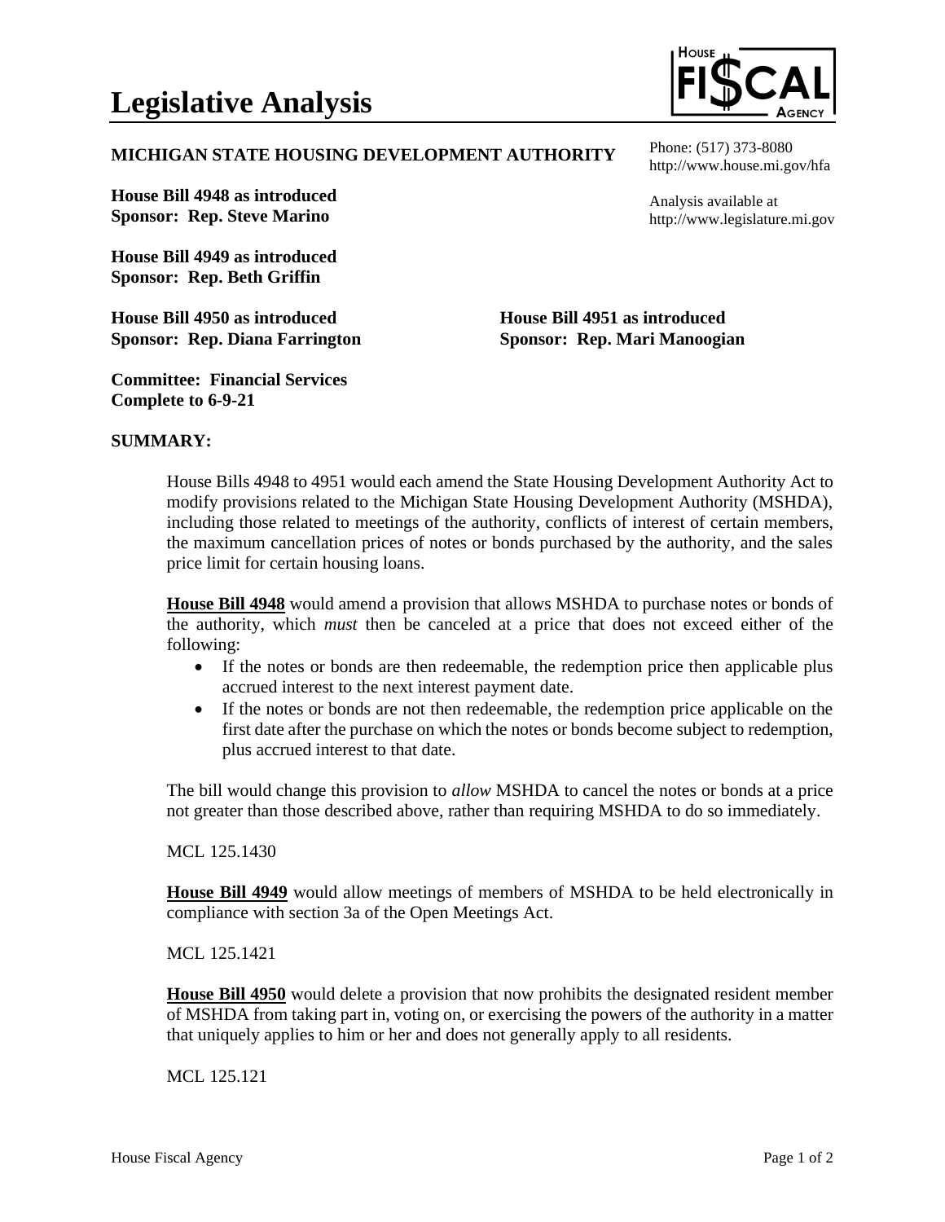# Legislative Analysis

HOUSE FISCAL AGENCY

**MICHIGAN STATE HOUSING DEVELOPMENT AUTHORITY**

Phone: (517) 373-8080
http://www.house.mi.gov/hfa

Analysis available at
http://www.legislature.mi.gov

**House Bill 4948 as introduced**
**Sponsor: Rep. Steve Marino**

**House Bill 4949 as introduced**
**Sponsor: Rep. Beth Griffin**

**House Bill 4950 as introduced**
**Sponsor: Rep. Diana Farrington**

**House Bill 4951 as introduced**
**Sponsor: Rep. Mari Manoogian**

**Committee: Financial Services**
**Complete to 6-9-21**

## SUMMARY:

House Bills 4948 to 4951 would each amend the State Housing Development Authority Act to modify provisions related to the Michigan State Housing Development Authority (MSHDA), including those related to meetings of the authority, conflicts of interest of certain members, the maximum cancellation prices of notes or bonds purchased by the authority, and the sales price limit for certain housing loans.

**House Bill 4948** would amend a provision that allows MSHDA to purchase notes or bonds of the authority, which *must* then be canceled at a price that does not exceed either of the following:

- If the notes or bonds are then redeemable, the redemption price then applicable plus accrued interest to the next interest payment date.
- If the notes or bonds are not then redeemable, the redemption price applicable on the first date after the purchase on which the notes or bonds become subject to redemption, plus accrued interest to that date.

The bill would change this provision to *allow* MSHDA to cancel the notes or bonds at a price not greater than those described above, rather than requiring MSHDA to do so immediately.

MCL 125.1430

**House Bill 4949** would allow meetings of members of MSHDA to be held electronically in compliance with section 3a of the Open Meetings Act.

MCL 125.1421

**House Bill 4950** would delete a provision that now prohibits the designated resident member of MSHDA from taking part in, voting on, or exercising the powers of the authority in a matter that uniquely applies to him or her and does not generally apply to all residents.

MCL 125.121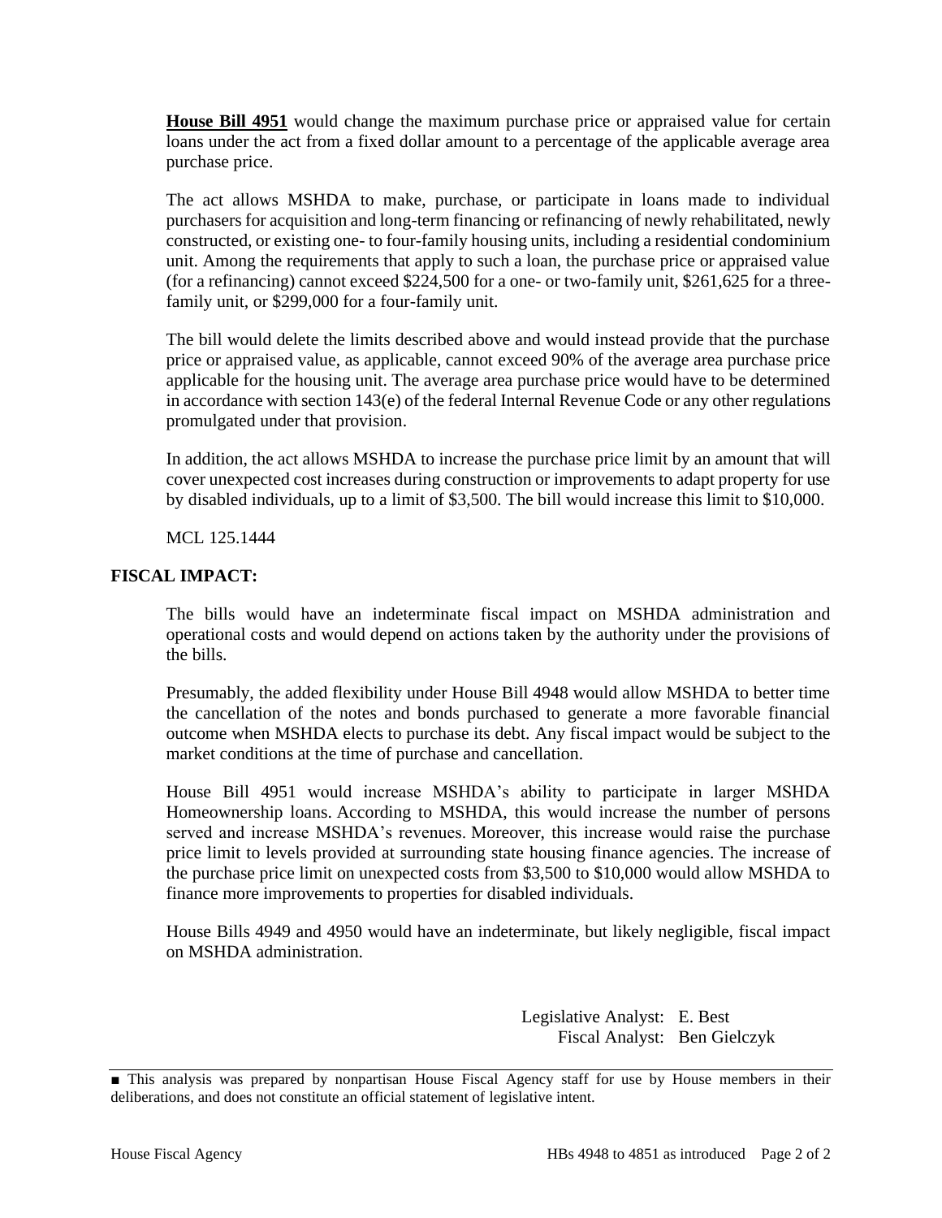**House Bill 4951** would change the maximum purchase price or appraised value for certain loans under the act from a fixed dollar amount to a percentage of the applicable average area purchase price.

The act allows MSHDA to make, purchase, or participate in loans made to individual purchasers for acquisition and long-term financing or refinancing of newly rehabilitated, newly constructed, or existing one- to four-family housing units, including a residential condominium unit. Among the requirements that apply to such a loan, the purchase price or appraised value (for a refinancing) cannot exceed $224,500 for a one- or two-family unit, $261,625 for a three-family unit, or $299,000 for a four-family unit.

The bill would delete the limits described above and would instead provide that the purchase price or appraised value, as applicable, cannot exceed 90% of the average area purchase price applicable for the housing unit. The average area purchase price would have to be determined in accordance with section 143(e) of the federal Internal Revenue Code or any other regulations promulgated under that provision.

In addition, the act allows MSHDA to increase the purchase price limit by an amount that will cover unexpected cost increases during construction or improvements to adapt property for use by disabled individuals, up to a limit of $3,500. The bill would increase this limit to $10,000.

MCL 125.1444

## FISCAL IMPACT:

The bills would have an indeterminate fiscal impact on MSHDA administration and operational costs and would depend on actions taken by the authority under the provisions of the bills.

Presumably, the added flexibility under House Bill 4948 would allow MSHDA to better time the cancellation of the notes and bonds purchased to generate a more favorable financial outcome when MSHDA elects to purchase its debt. Any fiscal impact would be subject to the market conditions at the time of purchase and cancellation.

House Bill 4951 would increase MSHDA's ability to participate in larger MSHDA Homeownership loans. According to MSHDA, this would increase the number of persons served and increase MSHDA's revenues. Moreover, this increase would raise the purchase price limit to levels provided at surrounding state housing finance agencies. The increase of the purchase price limit on unexpected costs from $3,500 to $10,000 would allow MSHDA to finance more improvements to properties for disabled individuals.

House Bills 4949 and 4950 would have an indeterminate, but likely negligible, fiscal impact on MSHDA administration.

Legislative Analyst: E. Best
Fiscal Analyst: Ben Gielczyk

■ This analysis was prepared by nonpartisan House Fiscal Agency staff for use by House members in their deliberations, and does not constitute an official statement of legislative intent.